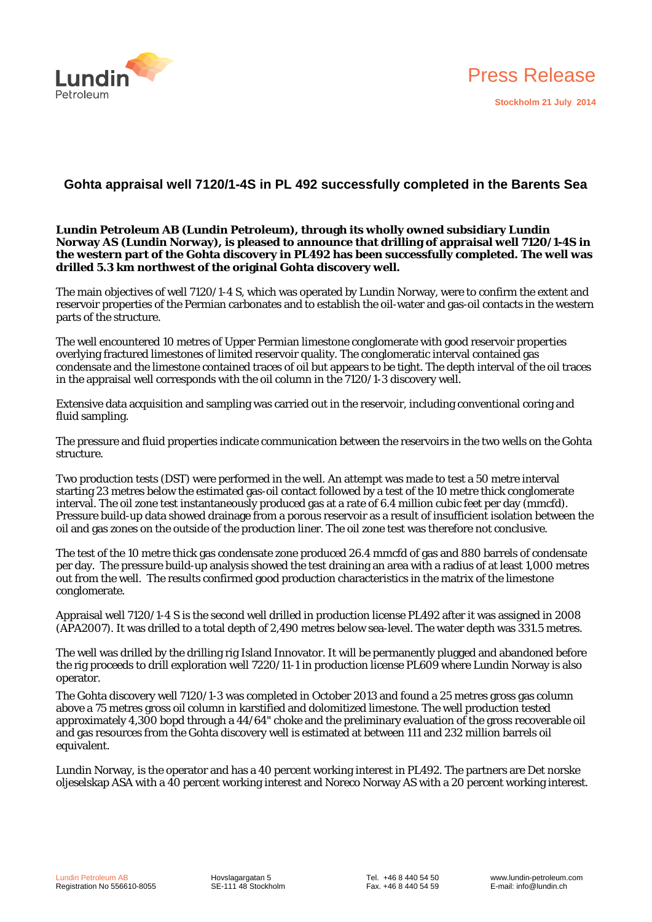Press Release

**Stockholm 21 July 2014**

## Gohta appraisal well 7120/1-4S in PL 492 successfully completed in the Barents Sea

**Lundin Petroleum AB (Lundin Petroleum), through its wholly owned subsidiary Lundin Norway AS (Lundin Norway), is pleased to announce that drilling of appraisal well 7120/1-4S in the western part of the Gohta discovery in PL492 has been successfully completed. The well was drilled 5.3 km northwest of the original Gohta discovery well.**

The main objectives of well 7120/1-4 S, which was operated by Lundin Norway, were to confirm the extent and reservoir properties of the Permian carbonates and to establish the oil-water and gas-oil contacts in the western parts of the structure.

The well encountered 10 metres of Upper Permian limestone conglomerate with good reservoir properties overlying fractured limestones of limited reservoir quality. The conglomeratic interval contained gas condensate and the limestone contained traces of oil but appears to be tight. The depth interval of the oil traces in the appraisal well corresponds with the oil column in the 7120/1-3 discovery well.

Extensive data acquisition and sampling was carried out in the reservoir, including conventional coring and fluid sampling.

The pressure and fluid properties indicate communication between the reservoirs in the two wells on the Gohta structure.

Two production tests (DST) were performed in the well. An attempt was made to test a 50 metre interval starting 23 metres below the estimated gas-oil contact followed by a test of the 10 metre thick conglomerate interval. The oil zone test instantaneously produced gas at a rate of 6.4 million cubic feet per day (mmcfd). Pressure build-up data showed drainage from a porous reservoir as a result of insufficient isolation between the oil and gas zones on the outside of the production liner. The oil zone test was therefore not conclusive.

The test of the 10 metre thick gas condensate zone produced 26.4 mmcfd of gas and 880 barrels of condensate per day. The pressure build-up analysis showed the test draining an area with a radius of at least 1,000 metres out from the well. The results confirmed good production characteristics in the matrix of the limestone conglomerate.

Appraisal well 7120/1-4 S is the second well drilled in production license PL492 after it was assigned in 2008 (APA2007). It was drilled to a total depth of 2,490 metres below sea-level. The water depth was 331.5 metres.

The well was drilled by the drilling rig Island Innovator. It will be permanently plugged and abandoned before the rig proceeds to drill exploration well 7220/11-1 in production license PL609 where Lundin Norway is also operator.

The Gohta discovery well 7120/1-3 was completed in October 2013 and found a 25 metres gross gas column above a 75 metres gross oil column in karstified and dolomitized limestone. The well production tested approximately 4,300 bopd through a 44/64" choke and the preliminary evaluation of the gross recoverable oil and gas resources from the Gohta discovery well is estimated at between 111 and 232 million barrels oil equivalent.

Lundin Norway, is the operator and has a 40 percent working interest in PL492. The partners are Det norske oljeselskap ASA with a 40 percent working interest and Noreco Norway AS with a 20 percent working interest.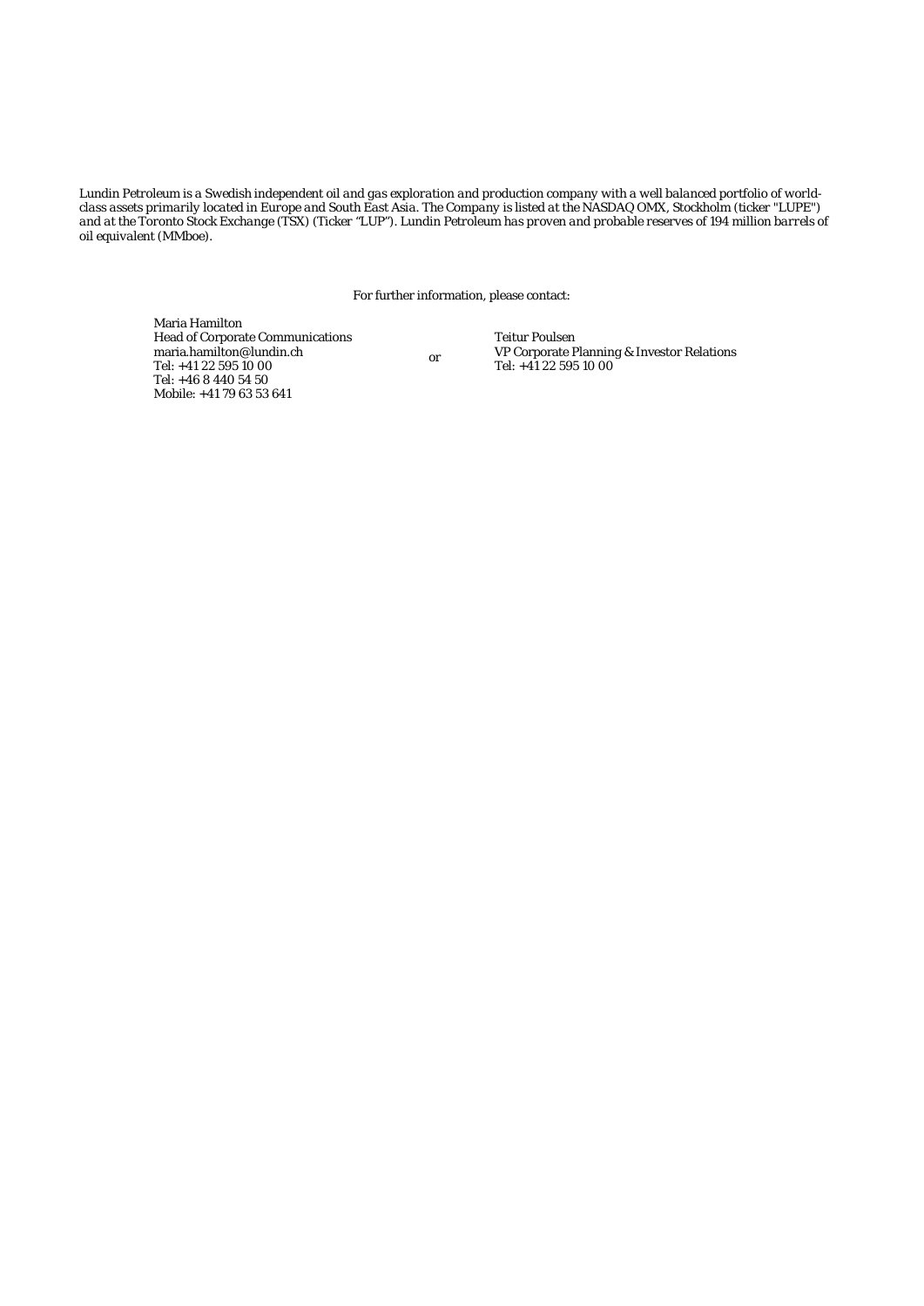*Lundin Petroleum is a Swedish independent oil and gas exploration and production company with a well balanced portfolio of world-class assets primarily located in Europe and South East Asia. The Company is listed at the NASDAQ OMX, Stockholm (ticker "LUPE") and at the Toronto Stock Exchange (TSX) (Ticker "LUP"). Lundin Petroleum has proven and probable reserves of 194 million barrels of oil equivalent (MMboe).*

For further information, please contact:

Maria Hamilton
Head of Corporate Communications
maria.hamilton@lundin.ch
Tel: +41 22 595 10 00
Tel: +46 8 440 54 50
Mobile: +41 79 63 53 641

or

Teitur Poulsen
VP Corporate Planning & Investor Relations
Tel: +41 22 595 10 00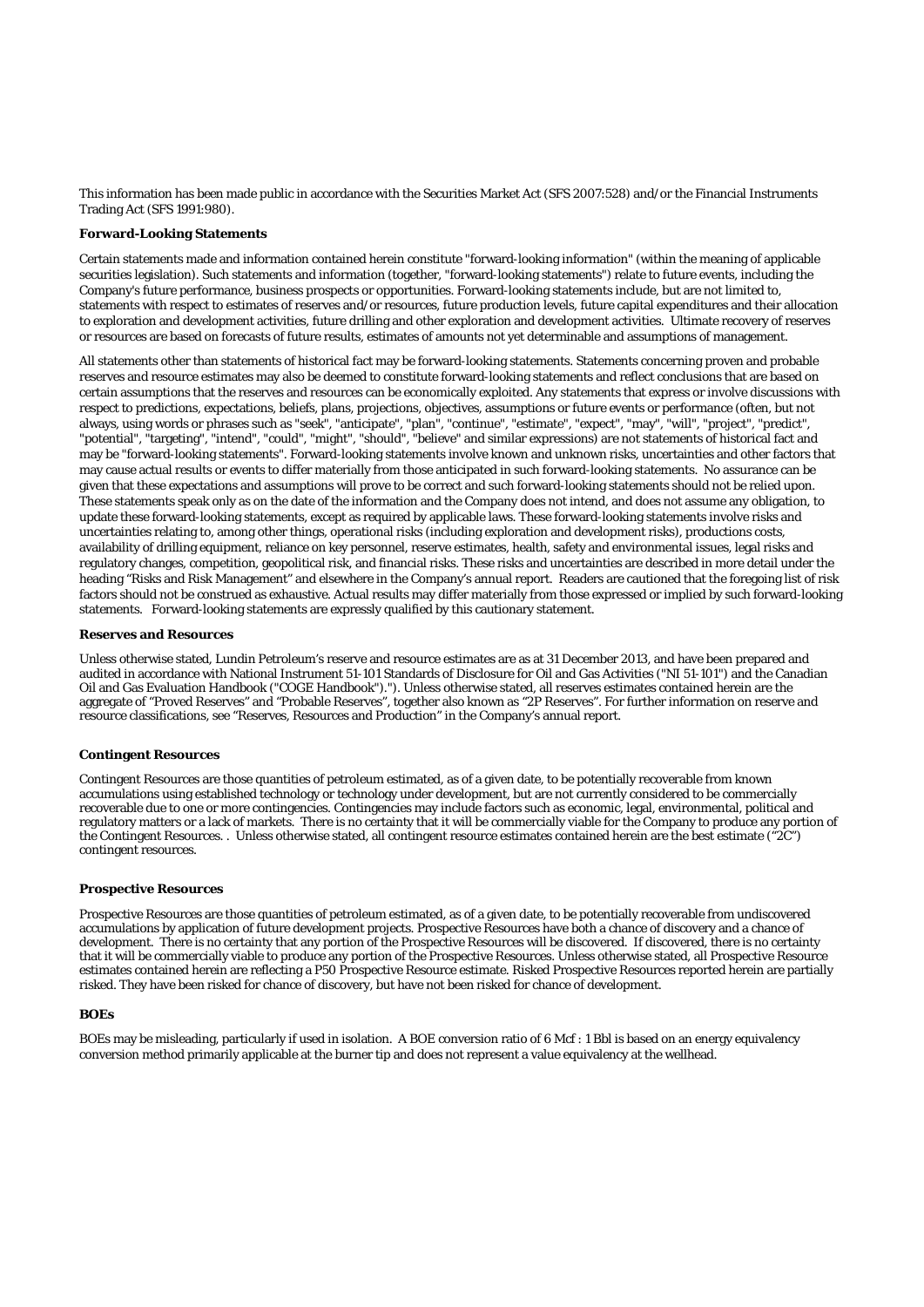This information has been made public in accordance with the Securities Market Act (SFS 2007:528) and/or the Financial Instruments Trading Act (SFS 1991:980).

**Forward-Looking Statements**

Certain statements made and information contained herein constitute "forward-looking information" (within the meaning of applicable securities legislation). Such statements and information (together, "forward-looking statements") relate to future events, including the Company's future performance, business prospects or opportunities. Forward-looking statements include, but are not limited to, statements with respect to estimates of reserves and/or resources, future production levels, future capital expenditures and their allocation to exploration and development activities, future drilling and other exploration and development activities. Ultimate recovery of reserves or resources are based on forecasts of future results, estimates of amounts not yet determinable and assumptions of management.

All statements other than statements of historical fact may be forward-looking statements. Statements concerning proven and probable reserves and resource estimates may also be deemed to constitute forward-looking statements and reflect conclusions that are based on certain assumptions that the reserves and resources can be economically exploited. Any statements that express or involve discussions with respect to predictions, expectations, beliefs, plans, projections, objectives, assumptions or future events or performance (often, but not always, using words or phrases such as "seek", "anticipate", "plan", "continue", "estimate", "expect", "may", "will", "project", "predict", "potential", "targeting", "intend", "could", "might", "should", "believe" and similar expressions) are not statements of historical fact and may be "forward-looking statements". Forward-looking statements involve known and unknown risks, uncertainties and other factors that may cause actual results or events to differ materially from those anticipated in such forward-looking statements. No assurance can be given that these expectations and assumptions will prove to be correct and such forward-looking statements should not be relied upon. These statements speak only as on the date of the information and the Company does not intend, and does not assume any obligation, to update these forward-looking statements, except as required by applicable laws. These forward-looking statements involve risks and uncertainties relating to, among other things, operational risks (including exploration and development risks), productions costs, availability of drilling equipment, reliance on key personnel, reserve estimates, health, safety and environmental issues, legal risks and regulatory changes, competition, geopolitical risk, and financial risks. These risks and uncertainties are described in more detail under the heading "Risks and Risk Management" and elsewhere in the Company's annual report. Readers are cautioned that the foregoing list of risk factors should not be construed as exhaustive. Actual results may differ materially from those expressed or implied by such forward-looking statements. Forward-looking statements are expressly qualified by this cautionary statement.

**Reserves and Resources**

Unless otherwise stated, Lundin Petroleum's reserve and resource estimates are as at 31 December 2013, and have been prepared and audited in accordance with National Instrument 51-101 Standards of Disclosure for Oil and Gas Activities ("NI 51-101") and the Canadian Oil and Gas Evaluation Handbook ("COGE Handbook")."). Unless otherwise stated, all reserves estimates contained herein are the aggregate of "Proved Reserves" and "Probable Reserves", together also known as "2P Reserves". For further information on reserve and resource classifications, see "Reserves, Resources and Production" in the Company's annual report.

**Contingent Resources**

Contingent Resources are those quantities of petroleum estimated, as of a given date, to be potentially recoverable from known accumulations using established technology or technology under development, but are not currently considered to be commercially recoverable due to one or more contingencies. Contingencies may include factors such as economic, legal, environmental, political and regulatory matters or a lack of markets. There is no certainty that it will be commercially viable for the Company to produce any portion of the Contingent Resources. . Unless otherwise stated, all contingent resource estimates contained herein are the best estimate ("2C") contingent resources.

**Prospective Resources**

Prospective Resources are those quantities of petroleum estimated, as of a given date, to be potentially recoverable from undiscovered accumulations by application of future development projects. Prospective Resources have both a chance of discovery and a chance of development. There is no certainty that any portion of the Prospective Resources will be discovered. If discovered, there is no certainty that it will be commercially viable to produce any portion of the Prospective Resources. Unless otherwise stated, all Prospective Resource estimates contained herein are reflecting a P50 Prospective Resource estimate. Risked Prospective Resources reported herein are partially risked. They have been risked for chance of discovery, but have not been risked for chance of development.

**BOEs**

BOEs may be misleading, particularly if used in isolation. A BOE conversion ratio of 6 Mcf : 1 Bbl is based on an energy equivalency conversion method primarily applicable at the burner tip and does not represent a value equivalency at the wellhead.